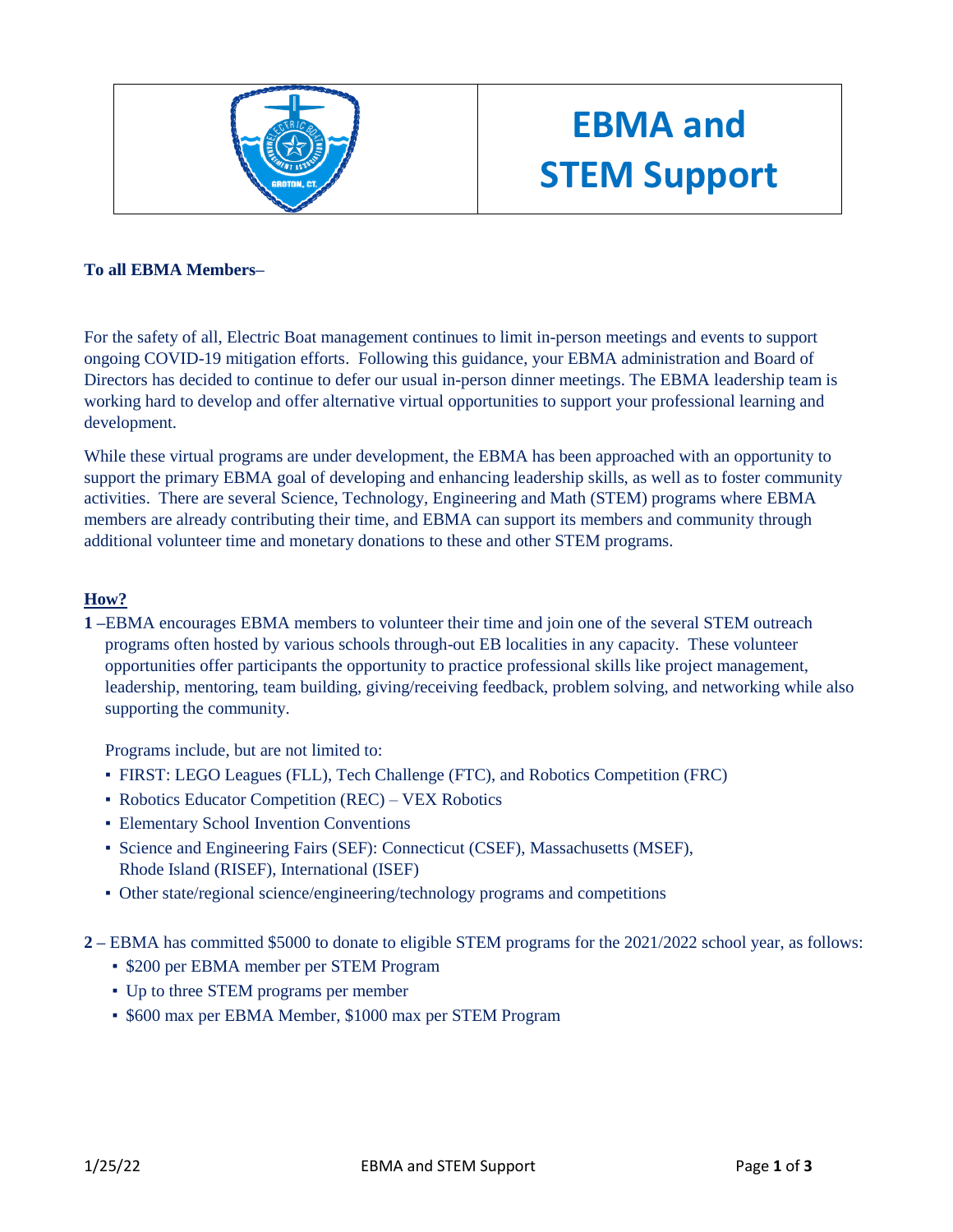# EBMA and STEM Support

**To all EBMA Members–**

For the safety of all, Electric Boat management continues to limit in-person meetings and events to support ongoing COVID-19 mitigation efforts. Following this guidance, your EBMA administration and Board of Directors has decided to continue to defer our usual in-person dinner meetings. The EBMA leadership team is working hard to develop and offer alternative virtual opportunities to support your professional learning and development.

While these virtual programs are under development, the EBMA has been approached with an opportunity to support the primary EBMA goal of developing and enhancing leadership skills, as well as to foster community activities. There are several Science, Technology, Engineering and Math (STEM) programs where EBMA members are already contributing their time, and EBMA can support its members and community through additional volunteer time and monetary donations to these and other STEM programs.

## How?

**1 –**EBMA encourages EBMA members to volunteer their time and join one of the several STEM outreach programs often hosted by various schools through-out EB localities in any capacity. These volunteer opportunities offer participants the opportunity to practice professional skills like project management, leadership, mentoring, team building, giving/receiving feedback, problem solving, and networking while also supporting the community.

Programs include, but are not limited to:

- FIRST: LEGO Leagues (FLL), Tech Challenge (FTC), and Robotics Competition (FRC)
- Robotics Educator Competition (REC) – VEX Robotics
- Elementary School Invention Conventions
- Science and Engineering Fairs (SEF): Connecticut (CSEF), Massachusetts (MSEF), Rhode Island (RISEF), International (ISEF)
- Other state/regional science/engineering/technology programs and competitions

**2 –** EBMA has committed $5000 to donate to eligible STEM programs for the 2021/2022 school year, as follows:

- $200 per EBMA member per STEM Program
- Up to three STEM programs per member
- $600 max per EBMA Member, $1000 max per STEM Program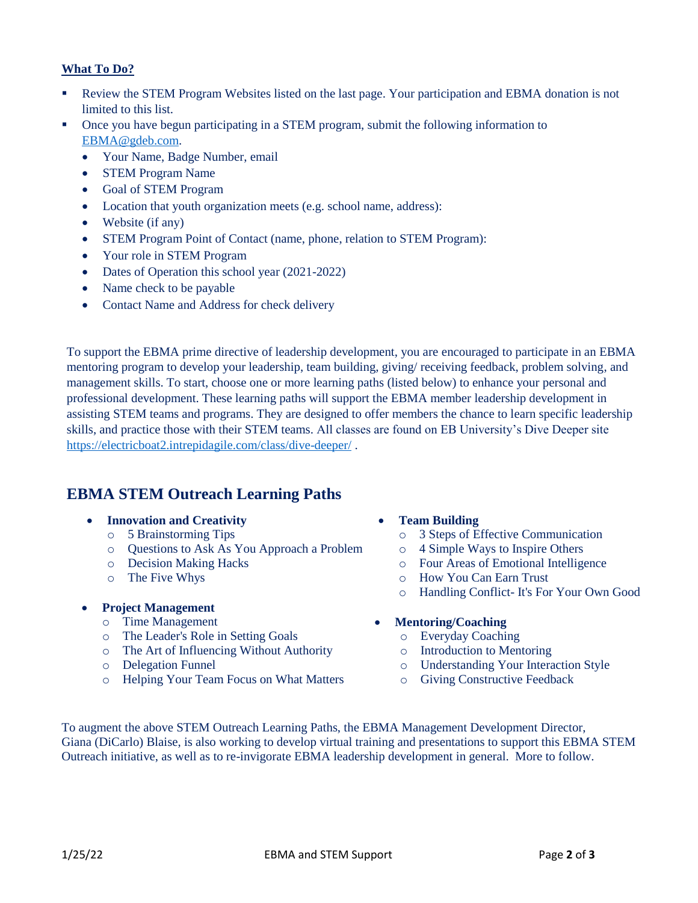**What To Do?**

- Review the STEM Program Websites listed on the last page. Your participation and EBMA donation is not limited to this list.
- Once you have begun participating in a STEM program, submit the following information to EBMA@gdeb.com.
  - Your Name, Badge Number, email
  - STEM Program Name
  - Goal of STEM Program
  - Location that youth organization meets (e.g. school name, address):
  - Website (if any)
  - STEM Program Point of Contact (name, phone, relation to STEM Program):
  - Your role in STEM Program
  - Dates of Operation this school year (2021-2022)
  - Name check to be payable
  - Contact Name and Address for check delivery

To support the EBMA prime directive of leadership development, you are encouraged to participate in an EBMA mentoring program to develop your leadership, team building, giving/ receiving feedback, problem solving, and management skills. To start, choose one or more learning paths (listed below) to enhance your personal and professional development. These learning paths will support the EBMA member leadership development in assisting STEM teams and programs. They are designed to offer members the chance to learn specific leadership skills, and practice those with their STEM teams. All classes are found on EB University's Dive Deeper site https://electricboat2.intrepidagile.com/class/dive-deeper/ .

## EBMA STEM Outreach Learning Paths

- **Innovation and Creativity**
  - 5 Brainstorming Tips
  - Questions to Ask As You Approach a Problem
  - Decision Making Hacks
  - The Five Whys
- **Project Management**
  - Time Management
  - The Leader's Role in Setting Goals
  - The Art of Influencing Without Authority
  - Delegation Funnel
  - Helping Your Team Focus on What Matters
- **Team Building**
  - 3 Steps of Effective Communication
  - 4 Simple Ways to Inspire Others
  - Four Areas of Emotional Intelligence
  - How You Can Earn Trust
  - Handling Conflict- It's For Your Own Good
- **Mentoring/Coaching**
  - Everyday Coaching
  - Introduction to Mentoring
  - Understanding Your Interaction Style
  - Giving Constructive Feedback

To augment the above STEM Outreach Learning Paths, the EBMA Management Development Director, Giana (DiCarlo) Blaise, is also working to develop virtual training and presentations to support this EBMA STEM Outreach initiative, as well as to re-invigorate EBMA leadership development in general. More to follow.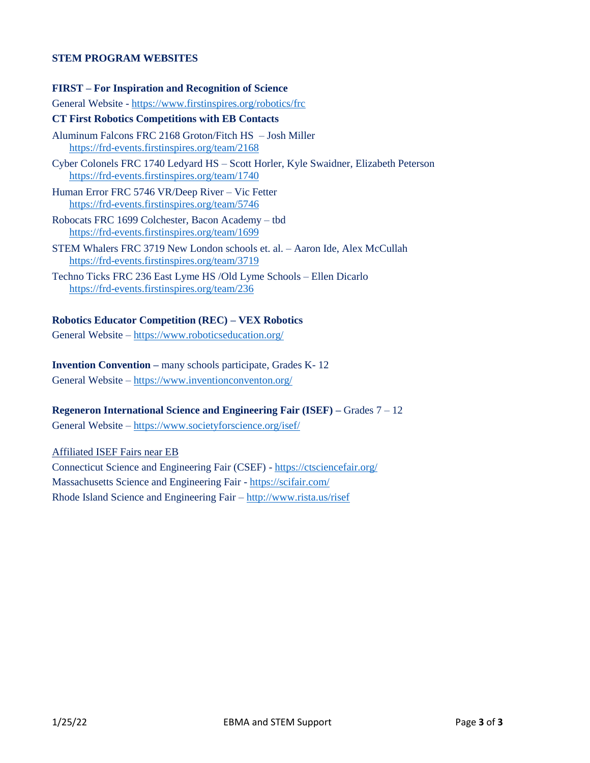## STEM PROGRAM WEBSITES

### FIRST – For Inspiration and Recognition of Science

General Website - https://www.firstinspires.org/robotics/frc

### CT First Robotics Competitions with EB Contacts

Aluminum Falcons FRC 2168 Groton/Fitch HS – Josh Miller
https://frd-events.firstinspires.org/team/2168

Cyber Colonels FRC 1740 Ledyard HS – Scott Horler, Kyle Swaidner, Elizabeth Peterson
https://frd-events.firstinspires.org/team/1740

Human Error FRC 5746 VR/Deep River – Vic Fetter
https://frd-events.firstinspires.org/team/5746

Robocats FRC 1699 Colchester, Bacon Academy – tbd
https://frd-events.firstinspires.org/team/1699

STEM Whalers FRC 3719 New London schools et. al. – Aaron Ide, Alex McCullah
https://frd-events.firstinspires.org/team/3719

Techno Ticks FRC 236 East Lyme HS /Old Lyme Schools – Ellen Dicarlo
https://frd-events.firstinspires.org/team/236

### Robotics Educator Competition (REC) – VEX Robotics

General Website – https://www.roboticseducation.org/

**Invention Convention** – many schools participate, Grades K- 12

General Website – https://www.inventionconventon.org/

**Regeneron International Science and Engineering Fair (ISEF)** – Grades 7 – 12

General Website – https://www.societyforscience.org/isef/

Affiliated ISEF Fairs near EB

Connecticut Science and Engineering Fair (CSEF) - https://ctsciencefair.org/
Massachusetts Science and Engineering Fair - https://scifair.com/
Rhode Island Science and Engineering Fair – http://www.rista.us/risef